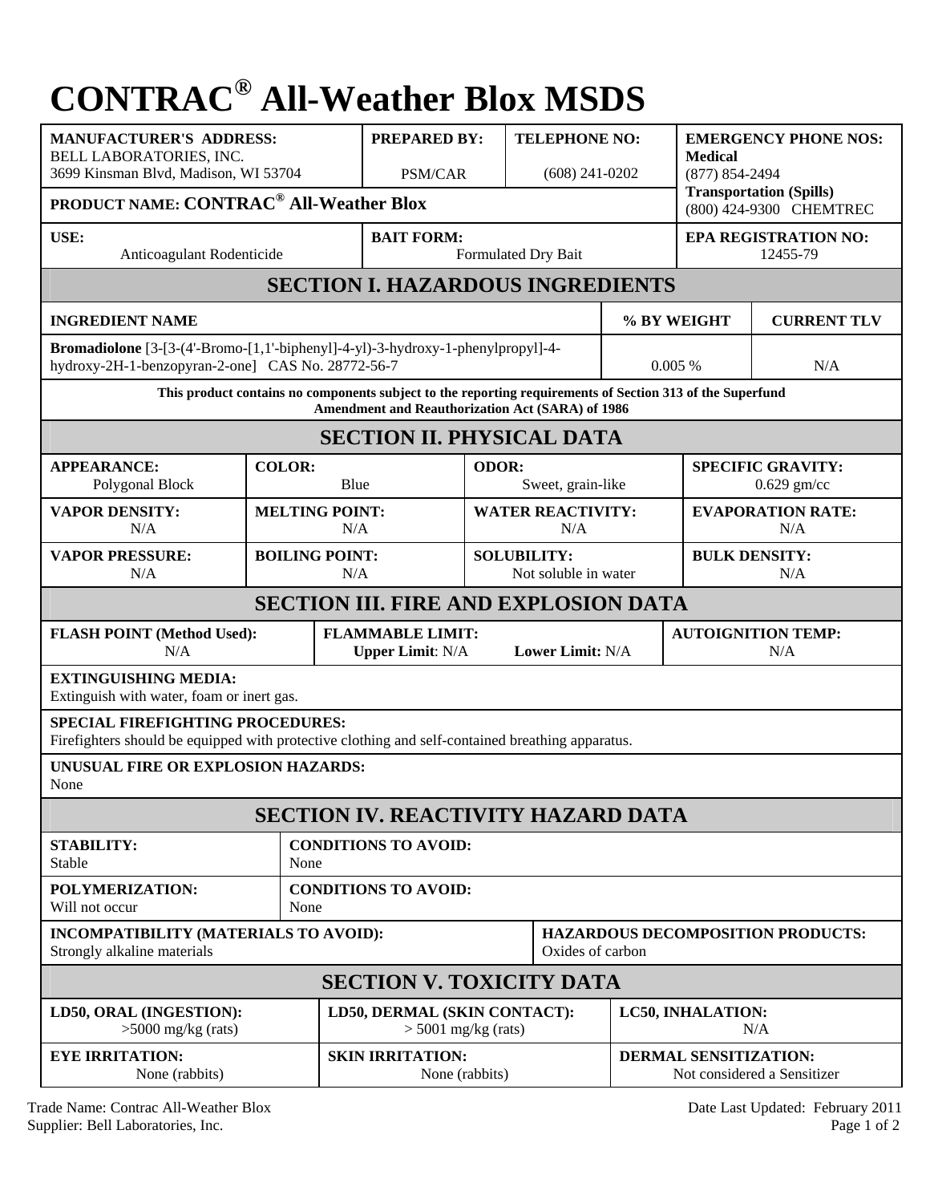# CONTRAC® All-Weather Blox MSDS

| MANUFACTURER'S ADDRESS: | PREPARED BY: | TELEPHONE NO: | EMERGENCY PHONE NOS: |
|---|---|---|---|
| BELL LABORATORIES, INC.<br>3699 Kinsman Blvd, Madison, WI 53704 | PSM/CAR | (608) 241-0202 | **Medical**<br>(877) 854-2494<br>**Transportation (Spills)**<br>(800) 424-9300 CHEMTREC |
| **PRODUCT NAME: CONTRAC® All-Weather Blox** | | | |
| **USE:**<br>Anticoagulant Rodenticide | **BAIT FORM:**<br>Formulated Dry Bait | | **EPA REGISTRATION NO:**<br>12455-79 |

## SECTION I. HAZARDOUS INGREDIENTS

| INGREDIENT NAME | % BY WEIGHT | CURRENT TLV |
|---|---|---|
| **Bromadiolone** [3-[3-(4'-Bromo-[1,1'-biphenyl]-4-yl)-3-hydroxy-1-phenylpropyl]-4-hydroxy-2H-1-benzopyran-2-one] CAS No. 28772-56-7 | 0.005 % | N/A |

**This product contains no components subject to the reporting requirements of Section 313 of the Superfund Amendment and Reauthorization Act (SARA) of 1986**

## SECTION II. PHYSICAL DATA

| APPEARANCE: | COLOR: | ODOR: | SPECIFIC GRAVITY: |
|---|---|---|---|
| Polygonal Block | Blue | Sweet, grain-like | 0.629 gm/cc |
| **VAPOR DENSITY:**<br>N/A | **MELTING POINT:**<br>N/A | **WATER REACTIVITY:**<br>N/A | **EVAPORATION RATE:**<br>N/A |
| **VAPOR PRESSURE:**<br>N/A | **BOILING POINT:**<br>N/A | **SOLUBILITY:**<br>Not soluble in water | **BULK DENSITY:**<br>N/A |

## SECTION III. FIRE AND EXPLOSION DATA

| FLASH POINT (Method Used): | FLAMMABLE LIMIT: | AUTOIGNITION TEMP: |
|---|---|---|
| N/A | **Upper Limit**: N/A **Lower Limit:** N/A | N/A |

**EXTINGUISHING MEDIA:**
Extinguish with water, foam or inert gas.

**SPECIAL FIREFIGHTING PROCEDURES:**
Firefighters should be equipped with protective clothing and self-contained breathing apparatus.

**UNUSUAL FIRE OR EXPLOSION HAZARDS:**
None

## SECTION IV. REACTIVITY HAZARD DATA

| STABILITY: | CONDITIONS TO AVOID: |
|---|---|
| Stable | None |
| **POLYMERIZATION:**<br>Will not occur | **CONDITIONS TO AVOID:**<br>None |

| INCOMPATIBILITY (MATERIALS TO AVOID): | HAZARDOUS DECOMPOSITION PRODUCTS: |
|---|---|
| Strongly alkaline materials | Oxides of carbon |

## SECTION V. TOXICITY DATA

| LD50, ORAL (INGESTION): | LD50, DERMAL (SKIN CONTACT): | LC50, INHALATION: |
|---|---|---|
| >5000 mg/kg (rats) | > 5001 mg/kg (rats) | N/A |
| **EYE IRRITATION:**<br>None (rabbits) | **SKIN IRRITATION:**<br>None (rabbits) | **DERMAL SENSITIZATION:**<br>Not considered a Sensitizer |

Trade Name: Contrac All-Weather Blox
Supplier: Bell Laboratories, Inc.

Date Last Updated: February 2011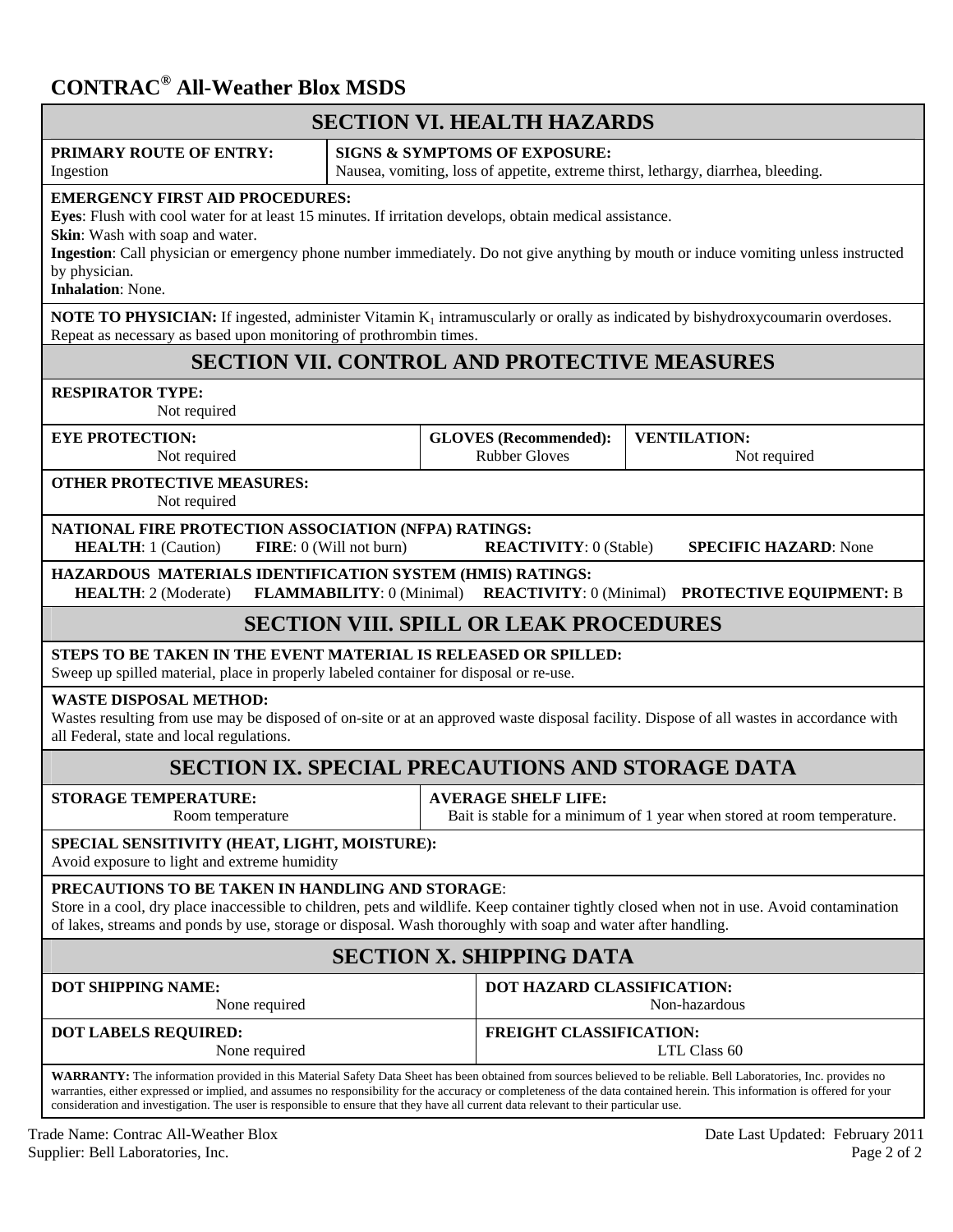# CONTRAC® All-Weather Blox MSDS

## SECTION VI. HEALTH HAZARDS

**PRIMARY ROUTE OF ENTRY:**
Ingestion

**SIGNS & SYMPTOMS OF EXPOSURE:**
Nausea, vomiting, loss of appetite, extreme thirst, lethargy, diarrhea, bleeding.

**EMERGENCY FIRST AID PROCEDURES:**
**Eyes**: Flush with cool water for at least 15 minutes. If irritation develops, obtain medical assistance.
**Skin**: Wash with soap and water.
**Ingestion**: Call physician or emergency phone number immediately. Do not give anything by mouth or induce vomiting unless instructed by physician.
**Inhalation**: None.

**NOTE TO PHYSICIAN:** If ingested, administer Vitamin $K_1$ intramuscularly or orally as indicated by bishydroxycoumarin overdoses. Repeat as necessary as based upon monitoring of prothrombin times.

## SECTION VII. CONTROL AND PROTECTIVE MEASURES

**RESPIRATOR TYPE:**
Not required

| **EYE PROTECTION:** | **GLOVES (Recommended):** | **VENTILATION:** |
|---|---|---|
| Not required | Rubber Gloves | Not required |

**OTHER PROTECTIVE MEASURES:**
Not required

**NATIONAL FIRE PROTECTION ASSOCIATION (NFPA) RATINGS:**
**HEALTH**: 1 (Caution) **FIRE**: 0 (Will not burn) **REACTIVITY**: 0 (Stable) **SPECIFIC HAZARD**: None

**HAZARDOUS MATERIALS IDENTIFICATION SYSTEM (HMIS) RATINGS:**
**HEALTH**: 2 (Moderate) **FLAMMABILITY**: 0 (Minimal) **REACTIVITY**: 0 (Minimal) **PROTECTIVE EQUIPMENT:** B

## SECTION VIII. SPILL OR LEAK PROCEDURES

**STEPS TO BE TAKEN IN THE EVENT MATERIAL IS RELEASED OR SPILLED:**
Sweep up spilled material, place in properly labeled container for disposal or re-use.

**WASTE DISPOSAL METHOD:**
Wastes resulting from use may be disposed of on-site or at an approved waste disposal facility. Dispose of all wastes in accordance with all Federal, state and local regulations.

## SECTION IX. SPECIAL PRECAUTIONS AND STORAGE DATA

| **STORAGE TEMPERATURE:** | **AVERAGE SHELF LIFE:** |
|---|---|
| Room temperature | Bait is stable for a minimum of 1 year when stored at room temperature. |

**SPECIAL SENSITIVITY (HEAT, LIGHT, MOISTURE):**
Avoid exposure to light and extreme humidity

**PRECAUTIONS TO BE TAKEN IN HANDLING AND STORAGE**:
Store in a cool, dry place inaccessible to children, pets and wildlife. Keep container tightly closed when not in use. Avoid contamination of lakes, streams and ponds by use, storage or disposal. Wash thoroughly with soap and water after handling.

## SECTION X. SHIPPING DATA

| **DOT SHIPPING NAME:** | **DOT HAZARD CLASSIFICATION:** |
|---|---|
| None required | Non-hazardous |
| **DOT LABELS REQUIRED:** | **FREIGHT CLASSIFICATION:** |
| None required | LTL Class 60 |

**WARRANTY:** The information provided in this Material Safety Data Sheet has been obtained from sources believed to be reliable. Bell Laboratories, Inc. provides no warranties, either expressed or implied, and assumes no responsibility for the accuracy or completeness of the data contained herein. This information is offered for your consideration and investigation. The user is responsible to ensure that they have all current data relevant to their particular use.

Trade Name: Contrac All-Weather Blox
Supplier: Bell Laboratories, Inc.
Date Last Updated: February 2011